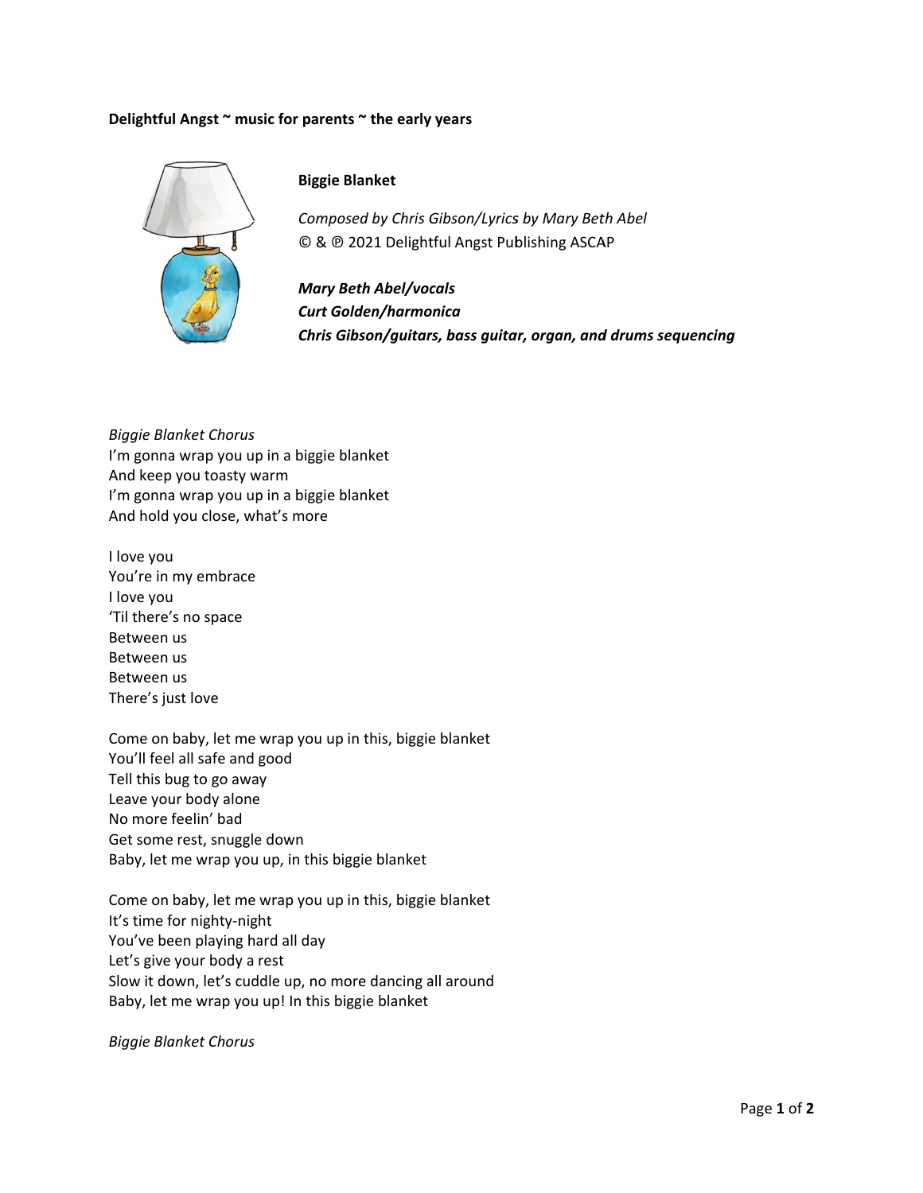**Delightful Angst ~ music for parents ~ the early years**

**Biggie Blanket**

*Composed by Chris Gibson/Lyrics by Mary Beth Abel*
© & ℗ 2021 Delightful Angst Publishing ASCAP

***Mary Beth Abel/vocals***
***Curt Golden/harmonica***
***Chris Gibson/guitars, bass guitar, organ, and drums sequencing***

*Biggie Blanket Chorus*
I'm gonna wrap you up in a biggie blanket
And keep you toasty warm
I'm gonna wrap you up in a biggie blanket
And hold you close, what's more

I love you
You're in my embrace
I love you
'Til there's no space
Between us
Between us
Between us
There's just love

Come on baby, let me wrap you up in this, biggie blanket
You'll feel all safe and good
Tell this bug to go away
Leave your body alone
No more feelin' bad
Get some rest, snuggle down
Baby, let me wrap you up, in this biggie blanket

Come on baby, let me wrap you up in this, biggie blanket
It's time for nighty-night
You've been playing hard all day
Let's give your body a rest
Slow it down, let's cuddle up, no more dancing all around
Baby, let me wrap you up! In this biggie blanket

*Biggie Blanket Chorus*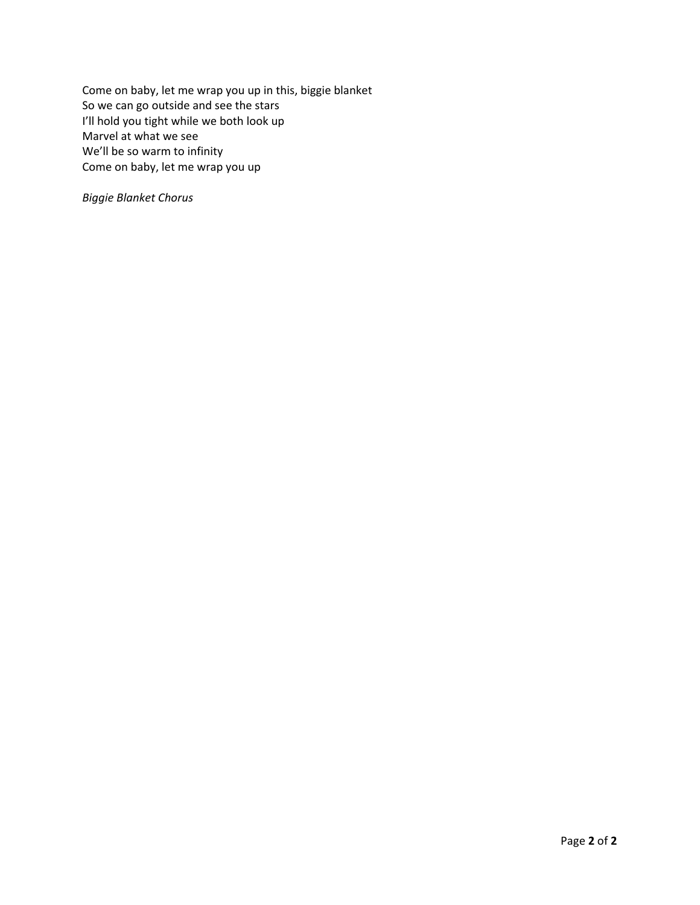Come on baby, let me wrap you up in this, biggie blanket
So we can go outside and see the stars
I'll hold you tight while we both look up
Marvel at what we see
We'll be so warm to infinity
Come on baby, let me wrap you up

*Biggie Blanket Chorus*